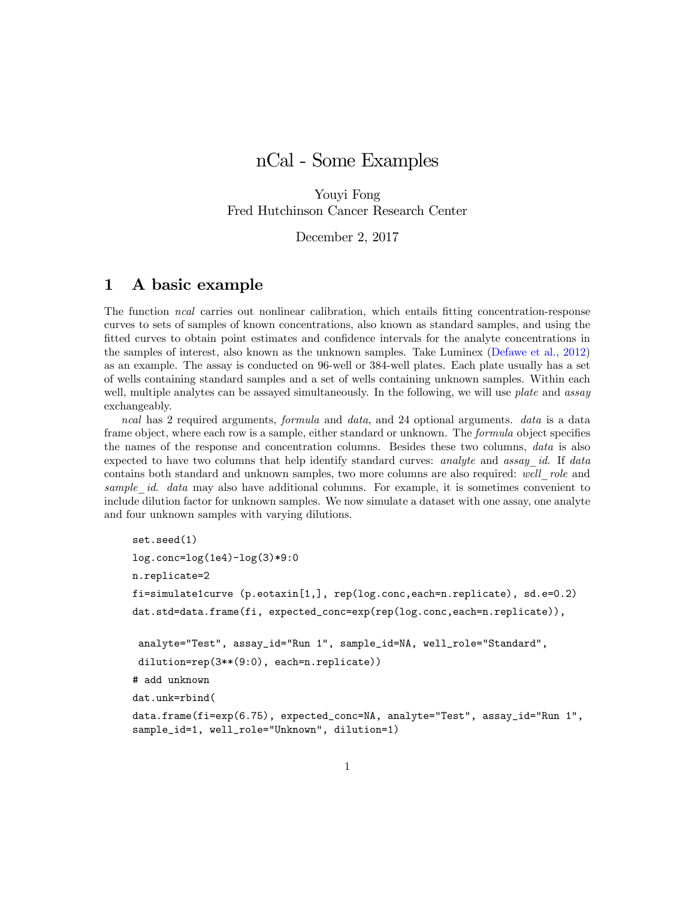# nCal - Some Examples

Youyi Fong
Fred Hutchinson Cancer Research Center

December 2, 2017

## 1 A basic example

The function *ncal* carries out nonlinear calibration, which entails fitting concentration-response curves to sets of samples of known concentrations, also known as standard samples, and using the fitted curves to obtain point estimates and confidence intervals for the analyte concentrations in the samples of interest, also known as the unknown samples. Take Luminex (Defawe et al., 2012) as an example. The assay is conducted on 96-well or 384-well plates. Each plate usually has a set of wells containing standard samples and a set of wells containing unknown samples. Within each well, multiple analytes can be assayed simultaneously. In the following, we will use *plate* and *assay* exchangeably.

*ncal* has 2 required arguments, *formula* and *data*, and 24 optional arguments. *data* is a data frame object, where each row is a sample, either standard or unknown. The *formula* object specifies the names of the response and concentration columns. Besides these two columns, *data* is also expected to have two columns that help identify standard curves: *analyte* and *assay_id*. If *data* contains both standard and unknown samples, two more columns are also required: *well_role* and *sample_id*. *data* may also have additional columns. For example, it is sometimes convenient to include dilution factor for unknown samples. We now simulate a dataset with one assay, one analyte and four unknown samples with varying dilutions.

```
set.seed(1)
log.conc=log(1e4)-log(3)*9:0
n.replicate=2
fi=simulate1curve (p.eotaxin[1,], rep(log.conc,each=n.replicate), sd.e=0.2)
dat.std=data.frame(fi, expected_conc=exp(rep(log.conc,each=n.replicate)),

 analyte="Test", assay_id="Run 1", sample_id=NA, well_role="Standard",
 dilution=rep(3**(9:0), each=n.replicate))
# add unknown
dat.unk=rbind(
data.frame(fi=exp(6.75), expected_conc=NA, analyte="Test", assay_id="Run 1",
sample_id=1, well_role="Unknown", dilution=1)
```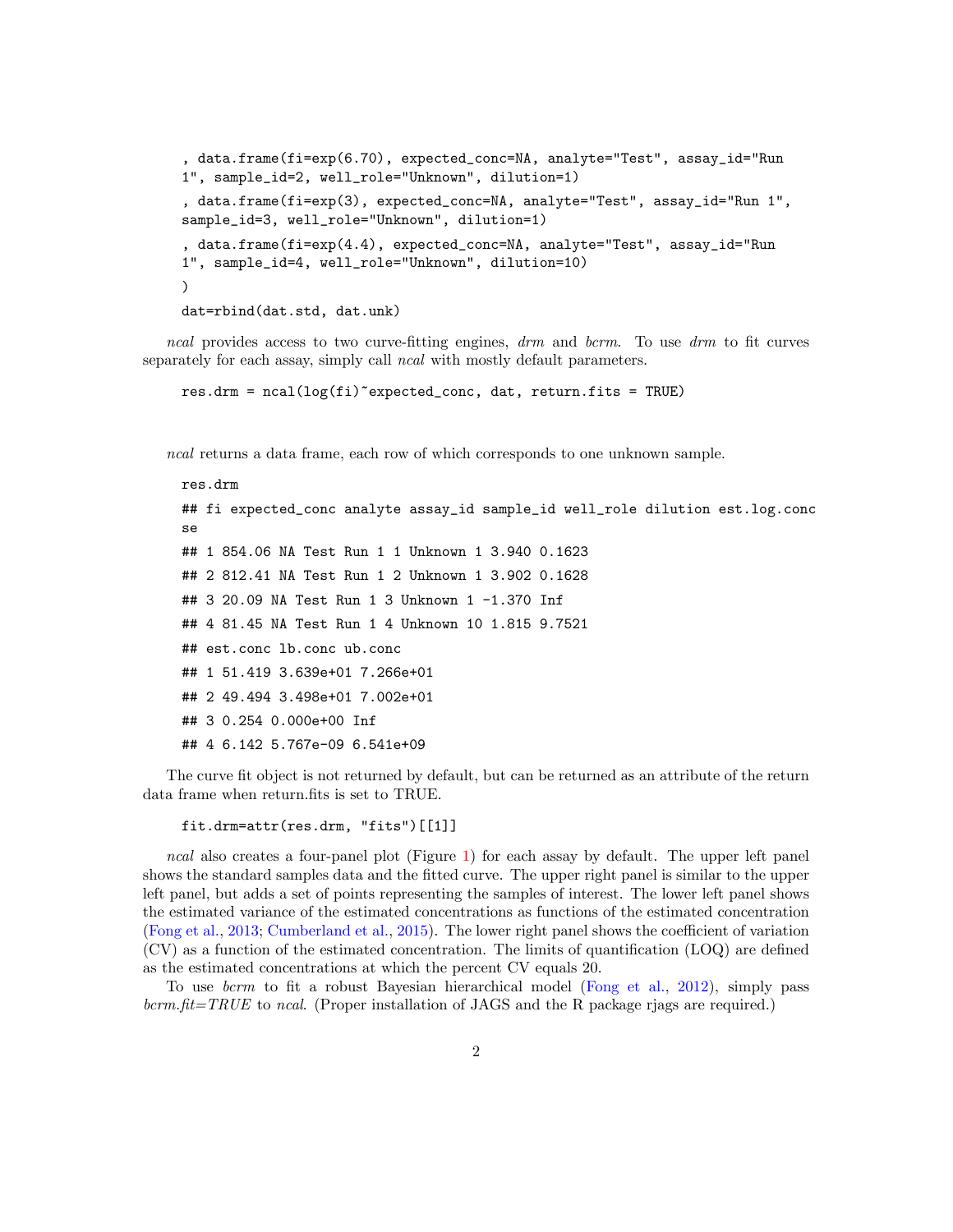```
, data.frame(fi=exp(6.70), expected_conc=NA, analyte="Test", assay_id="Run
1", sample_id=2, well_role="Unknown", dilution=1)
, data.frame(fi=exp(3), expected_conc=NA, analyte="Test", assay_id="Run 1",
sample_id=3, well_role="Unknown", dilution=1)
, data.frame(fi=exp(4.4), expected_conc=NA, analyte="Test", assay_id="Run
1", sample_id=4, well_role="Unknown", dilution=10)
)
dat=rbind(dat.std, dat.unk)
```

*ncal* provides access to two curve-fitting engines, *drm* and *bcrm*. To use *drm* to fit curves separately for each assay, simply call *ncal* with mostly default parameters.

```
res.drm = ncal(log(fi)~expected_conc, dat, return.fits = TRUE)
```

*ncal* returns a data frame, each row of which corresponds to one unknown sample.

```
res.drm
## fi expected_conc analyte assay_id sample_id well_role dilution est.log.conc
se
## 1 854.06 NA Test Run 1 1 Unknown 1 3.940 0.1623
## 2 812.41 NA Test Run 1 2 Unknown 1 3.902 0.1628
## 3 20.09 NA Test Run 1 3 Unknown 1 -1.370 Inf
## 4 81.45 NA Test Run 1 4 Unknown 10 1.815 9.7521
## est.conc lb.conc ub.conc
## 1 51.419 3.639e+01 7.266e+01
## 2 49.494 3.498e+01 7.002e+01
## 3 0.254 0.000e+00 Inf
## 4 6.142 5.767e-09 6.541e+09
```

The curve fit object is not returned by default, but can be returned as an attribute of the return data frame when return.fits is set to TRUE.

```
fit.drm=attr(res.drm, "fits")[[1]]
```

*ncal* also creates a four-panel plot (Figure 1) for each assay by default. The upper left panel shows the standard samples data and the fitted curve. The upper right panel is similar to the upper left panel, but adds a set of points representing the samples of interest. The lower left panel shows the estimated variance of the estimated concentrations as functions of the estimated concentration (Fong et al., 2013; Cumberland et al., 2015). The lower right panel shows the coefficient of variation (CV) as a function of the estimated concentration. The limits of quantification (LOQ) are defined as the estimated concentrations at which the percent CV equals 20.

To use *bcrm* to fit a robust Bayesian hierarchical model (Fong et al., 2012), simply pass *bcrm.fit=TRUE* to *ncal*. (Proper installation of JAGS and the R package rjags are required.)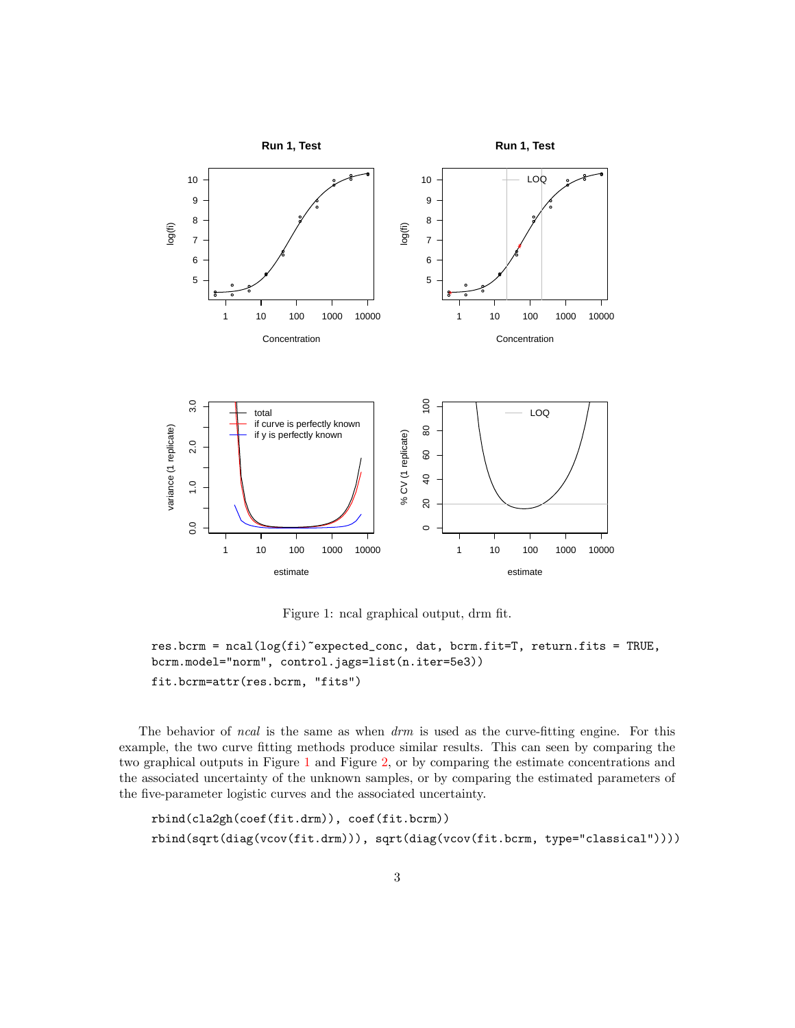Figure 1: ncal graphical output, drm fit.

```
res.bcrm = ncal(log(fi)~expected_conc, dat, bcrm.fit=T, return.fits = TRUE,
bcrm.model="norm", control.jags=list(n.iter=5e3))
fit.bcrm=attr(res.bcrm, "fits")
```

The behavior of *ncal* is the same as when *drm* is used as the curve-fitting engine. For this example, the two curve fitting methods produce similar results. This can seen by comparing the two graphical outputs in Figure 1 and Figure 2, or by comparing the estimate concentrations and the associated uncertainty of the unknown samples, or by comparing the estimated parameters of the five-parameter logistic curves and the associated uncertainty.

```
rbind(cla2gh(coef(fit.drm)), coef(fit.bcrm))
rbind(sqrt(diag(vcov(fit.drm))), sqrt(diag(vcov(fit.bcrm, type="classical"))))
```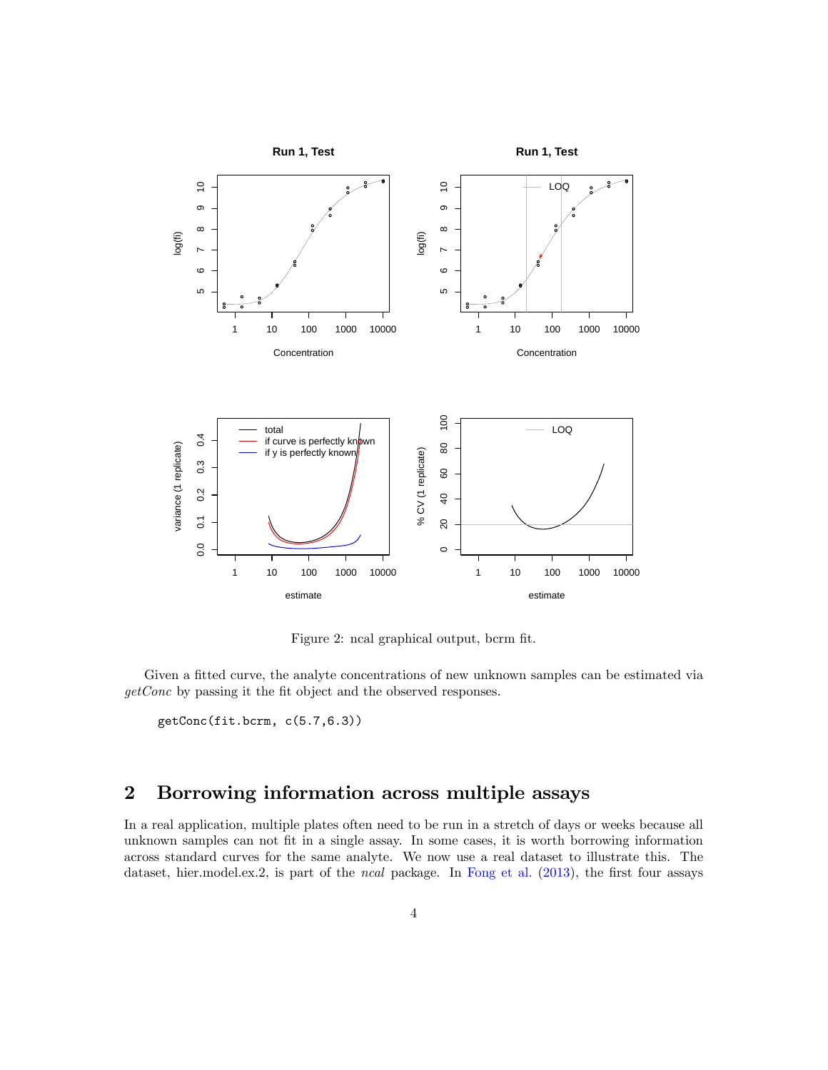Figure 2: ncal graphical output, bcrm fit.

Given a fitted curve, the analyte concentrations of new unknown samples can be estimated via *getConc* by passing it the fit object and the observed responses.

```
getConc(fit.bcrm, c(5.7,6.3))
```

## 2 Borrowing information across multiple assays

In a real application, multiple plates often need to be run in a stretch of days or weeks because all unknown samples can not fit in a single assay. In some cases, it is worth borrowing information across standard curves for the same analyte. We now use a real dataset to illustrate this. The dataset, hier.model.ex.2, is part of the *ncal* package. In Fong et al. (2013), the first four assays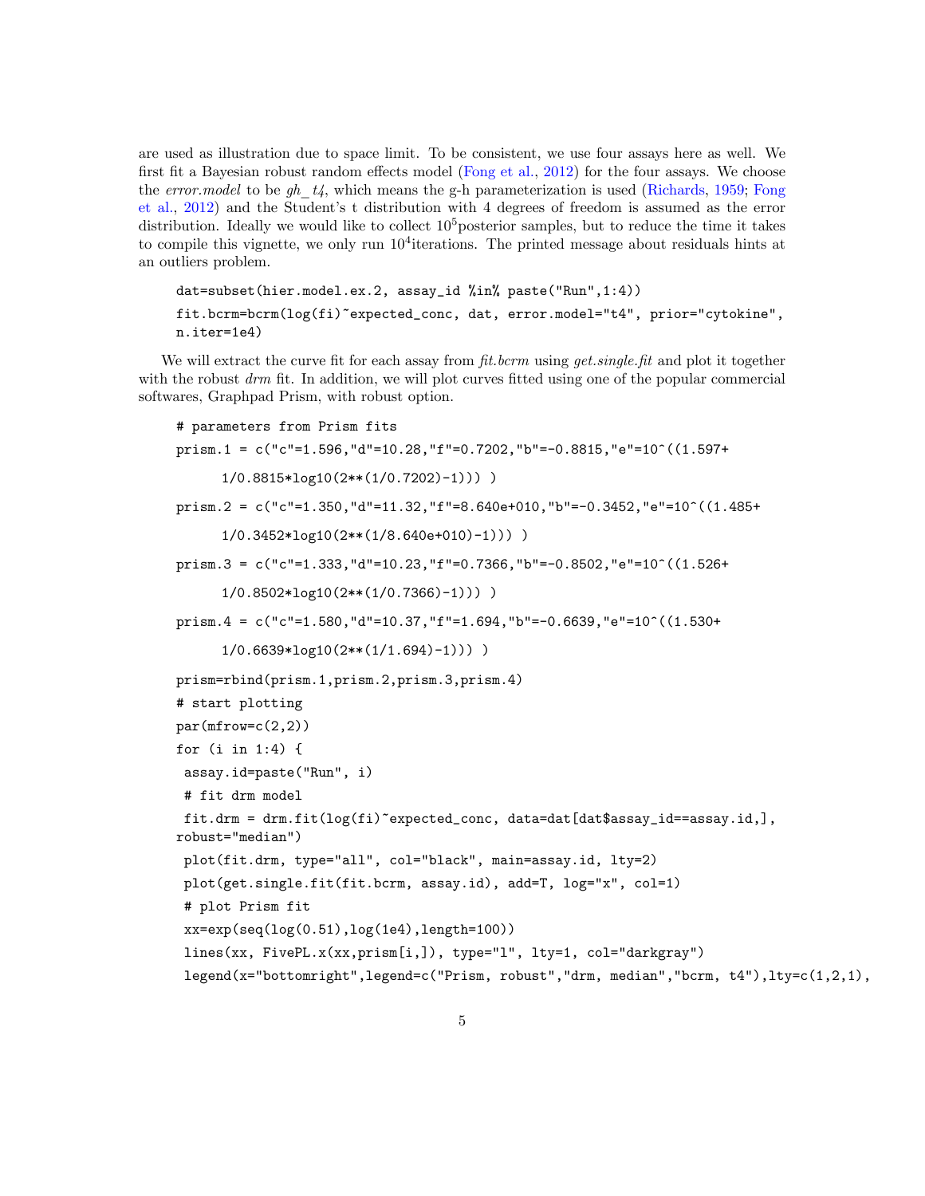are used as illustration due to space limit. To be consistent, we use four assays here as well. We first fit a Bayesian robust random effects model (Fong et al., 2012) for the four assays. We choose the *error.model* to be *gh_t4*, which means the g-h parameterization is used (Richards, 1959; Fong et al., 2012) and the Student's t distribution with 4 degrees of freedom is assumed as the error distribution. Ideally we would like to collect $10^5$posterior samples, but to reduce the time it takes to compile this vignette, we only run $10^4$iterations. The printed message about residuals hints at an outliers problem.

```
dat=subset(hier.model.ex.2, assay_id %in% paste("Run",1:4))
fit.bcrm=bcrm(log(fi)~expected_conc, dat, error.model="t4", prior="cytokine",
n.iter=1e4)
```

We will extract the curve fit for each assay from *fit.bcrm* using *get.single.fit* and plot it together with the robust *drm* fit. In addition, we will plot curves fitted using one of the popular commercial softwares, Graphpad Prism, with robust option.

```
# parameters from Prism fits
prism.1 = c("c"=1.596,"d"=10.28,"f"=0.7202,"b"=-0.8815,"e"=10^((1.597+
      1/0.8815*log10(2**(1/0.7202)-1))) )
prism.2 = c("c"=1.350,"d"=11.32,"f"=8.640e+010,"b"=-0.3452,"e"=10^((1.485+
      1/0.3452*log10(2**(1/8.640e+010)-1))) )
prism.3 = c("c"=1.333,"d"=10.23,"f"=0.7366,"b"=-0.8502,"e"=10^((1.526+
      1/0.8502*log10(2**(1/0.7366)-1))) )
prism.4 = c("c"=1.580,"d"=10.37,"f"=1.694,"b"=-0.6639,"e"=10^((1.530+
      1/0.6639*log10(2**(1/1.694)-1))) )
prism=rbind(prism.1,prism.2,prism.3,prism.4)
# start plotting
par(mfrow=c(2,2))
for (i in 1:4) {
 assay.id=paste("Run", i)
 # fit drm model
 fit.drm = drm.fit(log(fi)~expected_conc, data=dat[dat$assay_id==assay.id,],
robust="median")
 plot(fit.drm, type="all", col="black", main=assay.id, lty=2)
 plot(get.single.fit(fit.bcrm, assay.id), add=T, log="x", col=1)
 # plot Prism fit
 xx=exp(seq(log(0.51),log(1e4),length=100))
 lines(xx, FivePL.x(xx,prism[i,]), type="l", lty=1, col="darkgray")
 legend(x="bottomright",legend=c("Prism, robust","drm, median","bcrm, t4"),lty=c(1,2,1),
```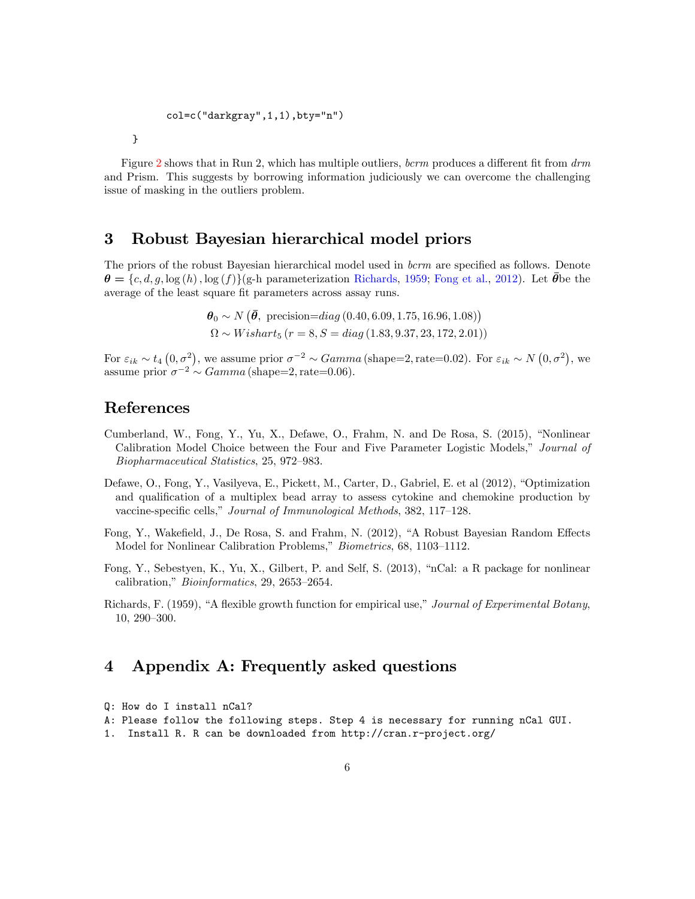```
        col=c("darkgray",1,1),bty="n")
}
```

Figure 2 shows that in Run 2, which has multiple outliers, *bcrm* produces a different fit from *drm* and Prism. This suggests by borrowing information judiciously we can overcome the challenging issue of masking in the outliers problem.

# 3 Robust Bayesian hierarchical model priors

The priors of the robust Bayesian hierarchical model used in *bcrm* are specified as follows. Denote $\boldsymbol{\theta} = \{c, d, g, \log(h), \log(f)\}$(g-h parameterization Richards, 1959; Fong et al., 2012). Let $\bar{\boldsymbol{\theta}}$be the average of the least square fit parameters across assay runs.

$$\boldsymbol{\theta}_0 \sim N\left(\bar{\boldsymbol{\theta}},\ \text{precision=}diag\left(0.40, 6.09, 1.75, 16.96, 1.08\right)\right)$$
$$\Omega \sim Wishart_5\left(r = 8, S = diag\left(1.83, 9.37, 23, 172, 2.01\right)\right)$$

For $\varepsilon_{ik} \sim t_4\left(0, \sigma^2\right)$, we assume prior $\sigma^{-2} \sim Gamma\,(\text{shape=2, rate=0.02})$. For $\varepsilon_{ik} \sim N\left(0, \sigma^2\right)$, we assume prior $\sigma^{-2} \sim Gamma\,(\text{shape=2, rate=0.06})$.

## References

Cumberland, W., Fong, Y., Yu, X., Defawe, O., Frahm, N. and De Rosa, S. (2015), "Nonlinear Calibration Model Choice between the Four and Five Parameter Logistic Models," *Journal of Biopharmaceutical Statistics*, 25, 972–983.

Defawe, O., Fong, Y., Vasilyeva, E., Pickett, M., Carter, D., Gabriel, E. et al (2012), "Optimization and qualification of a multiplex bead array to assess cytokine and chemokine production by vaccine-specific cells," *Journal of Immunological Methods*, 382, 117–128.

Fong, Y., Wakefield, J., De Rosa, S. and Frahm, N. (2012), "A Robust Bayesian Random Effects Model for Nonlinear Calibration Problems," *Biometrics*, 68, 1103–1112.

Fong, Y., Sebestyen, K., Yu, X., Gilbert, P. and Self, S. (2013), "nCal: a R package for nonlinear calibration," *Bioinformatics*, 29, 2653–2654.

Richards, F. (1959), "A flexible growth function for empirical use," *Journal of Experimental Botany*, 10, 290–300.

# 4 Appendix A: Frequently asked questions

```
Q: How do I install nCal?
A: Please follow the following steps. Step 4 is necessary for running nCal GUI.
1.  Install R. R can be downloaded from http://cran.r-project.org/
```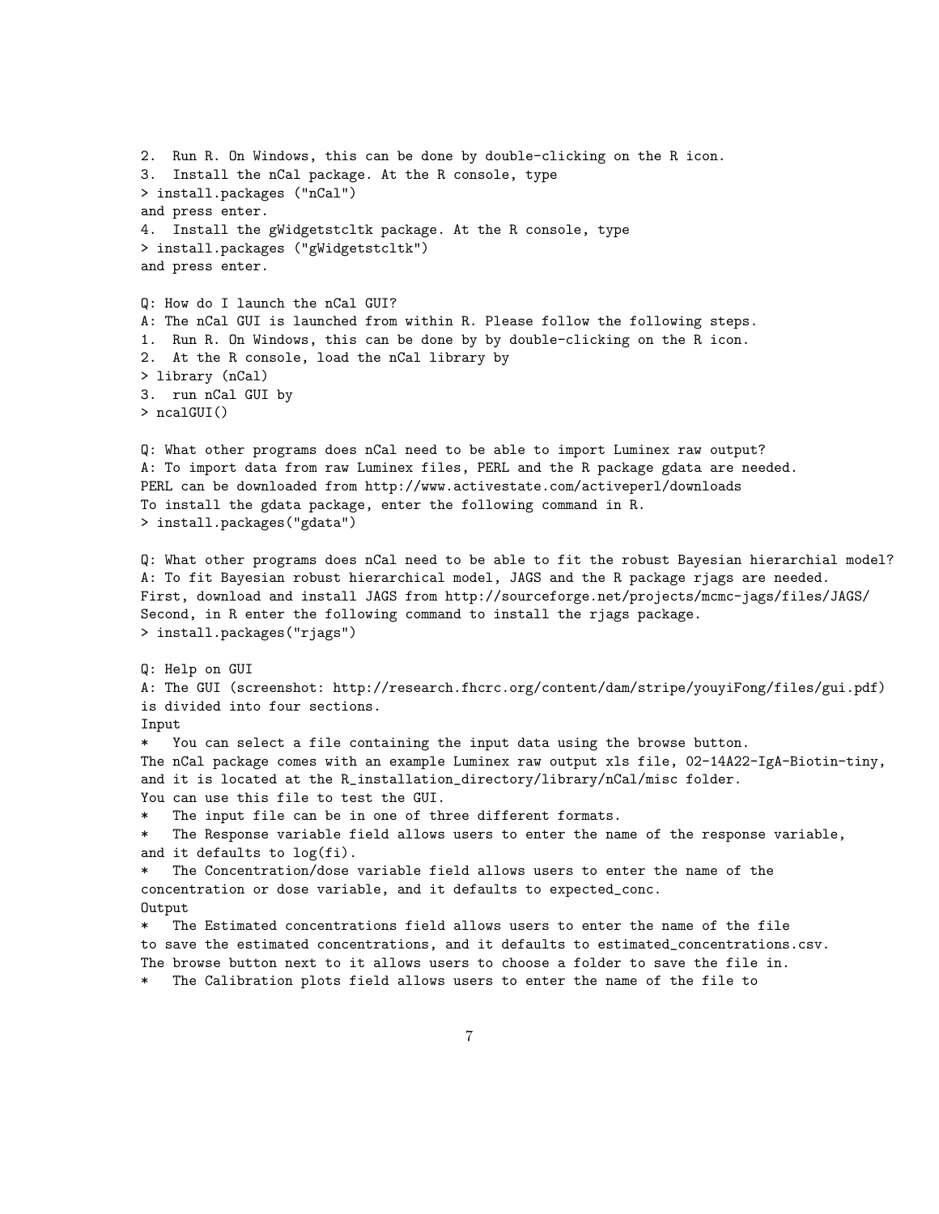2. Run R. On Windows, this can be done by double-clicking on the R icon.
3. Install the nCal package. At the R console, type

```
> install.packages ("nCal")
```

and press enter.
4. Install the gWidgetstcltk package. At the R console, type

```
> install.packages ("gWidgetstcltk")
```

and press enter.

Q: How do I launch the nCal GUI?
A: The nCal GUI is launched from within R. Please follow the following steps.
1. Run R. On Windows, this can be done by by double-clicking on the R icon.
2. At the R console, load the nCal library by

```
> library (nCal)
```

3. run nCal GUI by

```
> ncalGUI()
```

Q: What other programs does nCal need to be able to import Luminex raw output?
A: To import data from raw Luminex files, PERL and the R package gdata are needed.
PERL can be downloaded from http://www.activestate.com/activeperl/downloads
To install the gdata package, enter the following command in R.

```
> install.packages("gdata")
```

Q: What other programs does nCal need to be able to fit the robust Bayesian hierarchial model?
A: To fit Bayesian robust hierarchical model, JAGS and the R package rjags are needed.
First, download and install JAGS from http://sourceforge.net/projects/mcmc-jags/files/JAGS/
Second, in R enter the following command to install the rjags package.

```
> install.packages("rjags")
```

Q: Help on GUI
A: The GUI (screenshot: http://research.fhcrc.org/content/dam/stripe/youyiFong/files/gui.pdf) is divided into four sections.

Input

* You can select a file containing the input data using the browse button.
The nCal package comes with an example Luminex raw output xls file, 02-14A22-IgA-Biotin-tiny, and it is located at the R_installation_directory/library/nCal/misc folder.
You can use this file to test the GUI.
* The input file can be in one of three different formats.
* The Response variable field allows users to enter the name of the response variable, and it defaults to log(fi).
* The Concentration/dose variable field allows users to enter the name of the concentration or dose variable, and it defaults to expected_conc.

Output

* The Estimated concentrations field allows users to enter the name of the file to save the estimated concentrations, and it defaults to estimated_concentrations.csv.
The browse button next to it allows users to choose a folder to save the file in.
* The Calibration plots field allows users to enter the name of the file to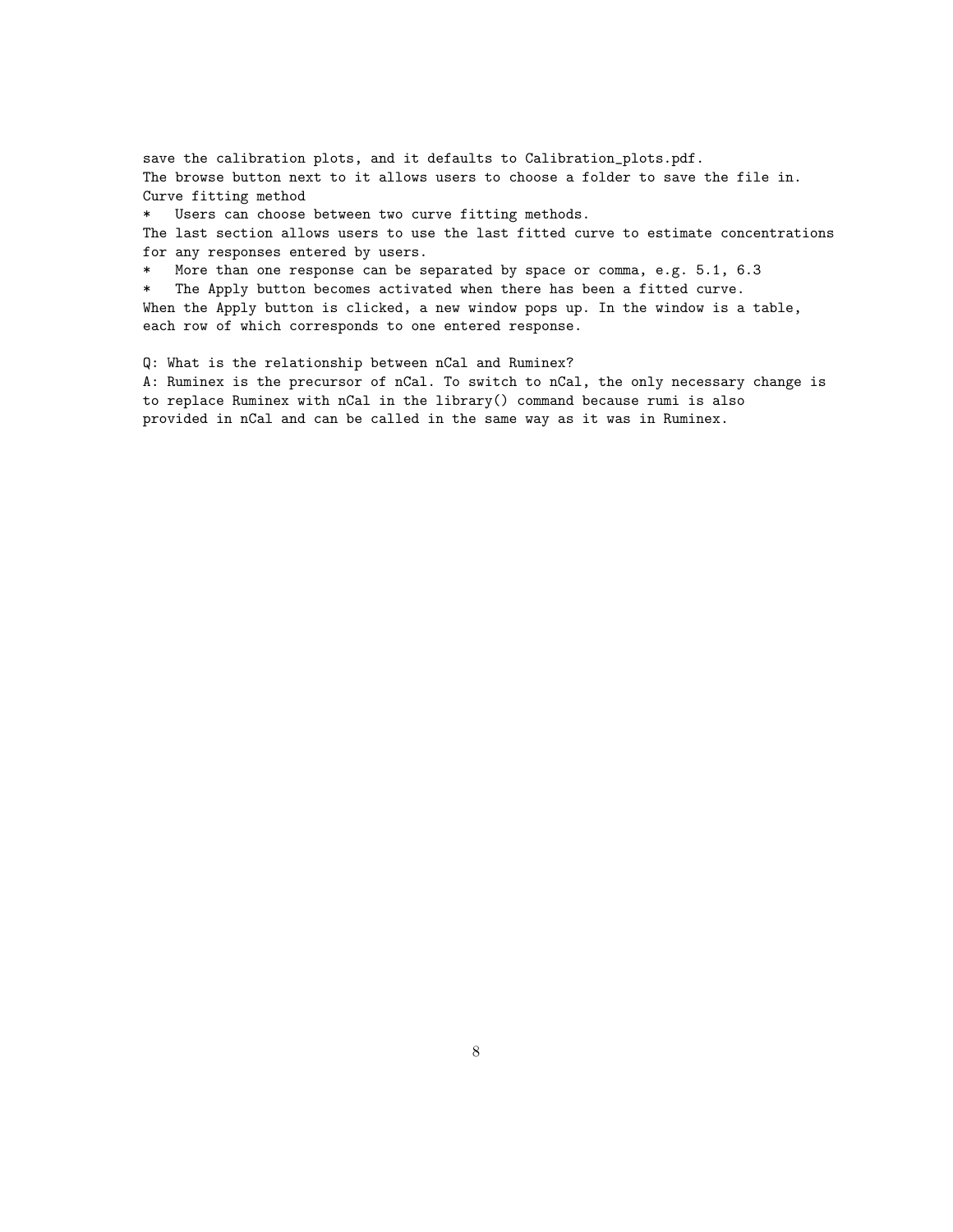save the calibration plots, and it defaults to Calibration_plots.pdf.
The browse button next to it allows users to choose a folder to save the file in.
Curve fitting method

* Users can choose between two curve fitting methods.

The last section allows users to use the last fitted curve to estimate concentrations for any responses entered by users.

* More than one response can be separated by space or comma, e.g. 5.1, 6.3
* The Apply button becomes activated when there has been a fitted curve.

When the Apply button is clicked, a new window pops up. In the window is a table, each row of which corresponds to one entered response.

Q: What is the relationship between nCal and Ruminex?
A: Ruminex is the precursor of nCal. To switch to nCal, the only necessary change is to replace Ruminex with nCal in the library() command because rumi is also provided in nCal and can be called in the same way as it was in Ruminex.